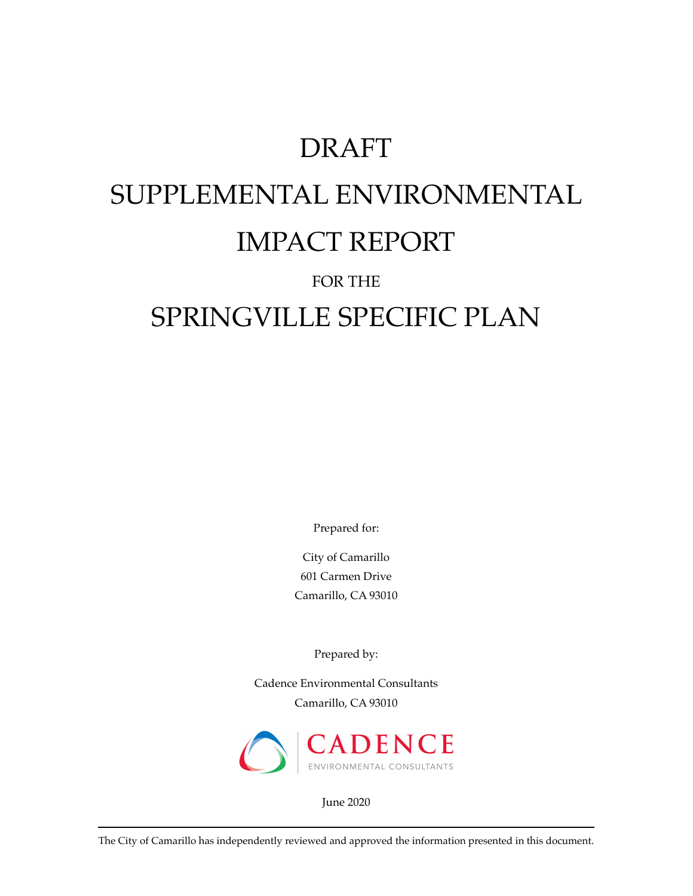# DRAFT

# SUPPLEMENTAL ENVIRONMENTAL IMPACT REPORT

FOR THE

# SPRINGVILLE SPECIFIC PLAN

Prepared for:

City of Camarillo
601 Carmen Drive
Camarillo, CA 93010

Prepared by:

Cadence Environmental Consultants
Camarillo, CA 93010

CADENCE
ENVIRONMENTAL CONSULTANTS

June 2020

The City of Camarillo has independently reviewed and approved the information presented in this document.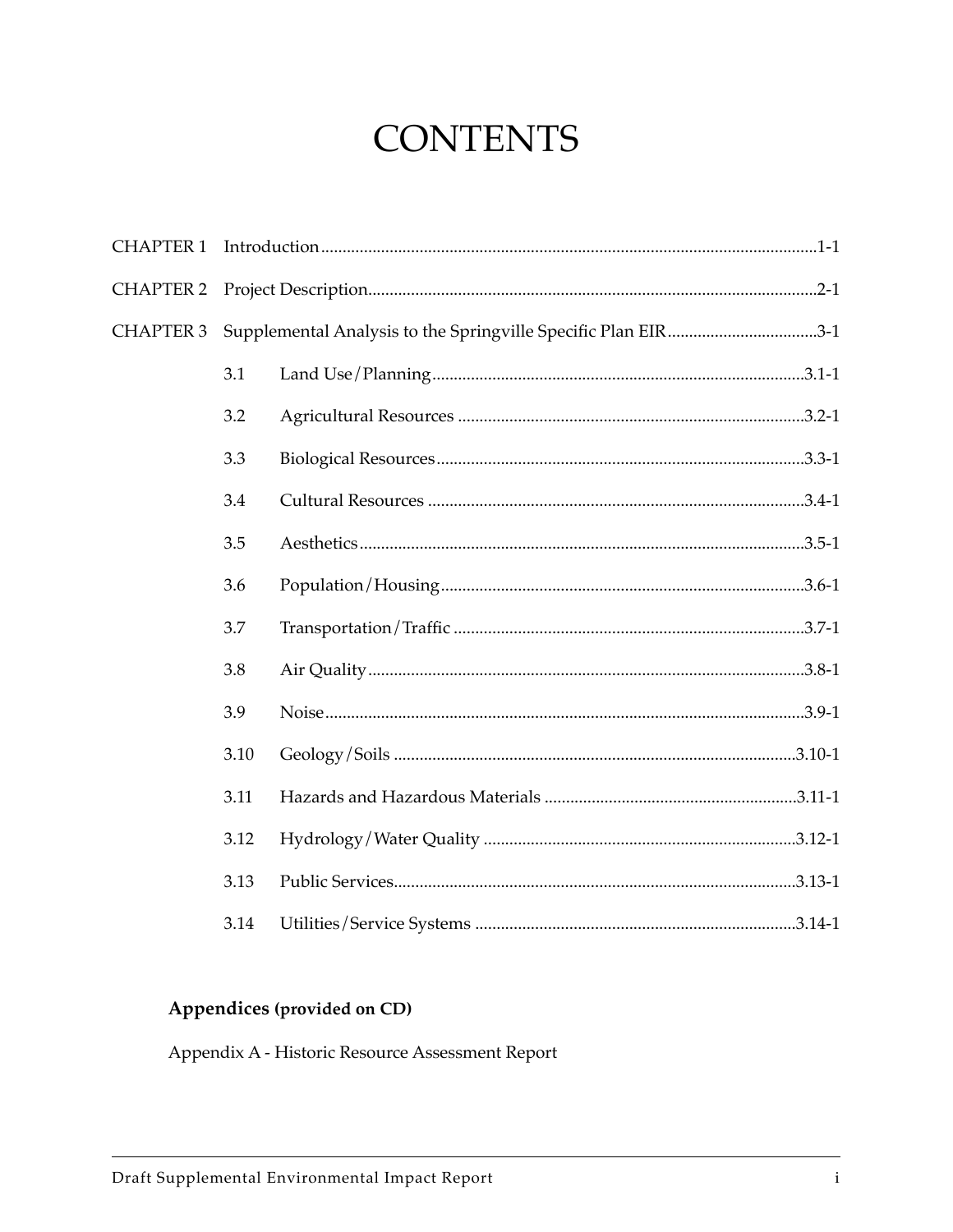# CONTENTS

| | | |
|---|---|---|
| CHAPTER 1 | Introduction | 1-1 |
| CHAPTER 2 | Project Description | 2-1 |
| CHAPTER 3 | Supplemental Analysis to the Springville Specific Plan EIR | 3-1 |
| | 3.1 Land Use/Planning | 3.1-1 |
| | 3.2 Agricultural Resources | 3.2-1 |
| | 3.3 Biological Resources | 3.3-1 |
| | 3.4 Cultural Resources | 3.4-1 |
| | 3.5 Aesthetics | 3.5-1 |
| | 3.6 Population/Housing | 3.6-1 |
| | 3.7 Transportation/Traffic | 3.7-1 |
| | 3.8 Air Quality | 3.8-1 |
| | 3.9 Noise | 3.9-1 |
| | 3.10 Geology/Soils | 3.10-1 |
| | 3.11 Hazards and Hazardous Materials | 3.11-1 |
| | 3.12 Hydrology/Water Quality | 3.12-1 |
| | 3.13 Public Services | 3.13-1 |
| | 3.14 Utilities/Service Systems | 3.14-1 |

**Appendices (provided on CD)**

Appendix A - Historic Resource Assessment Report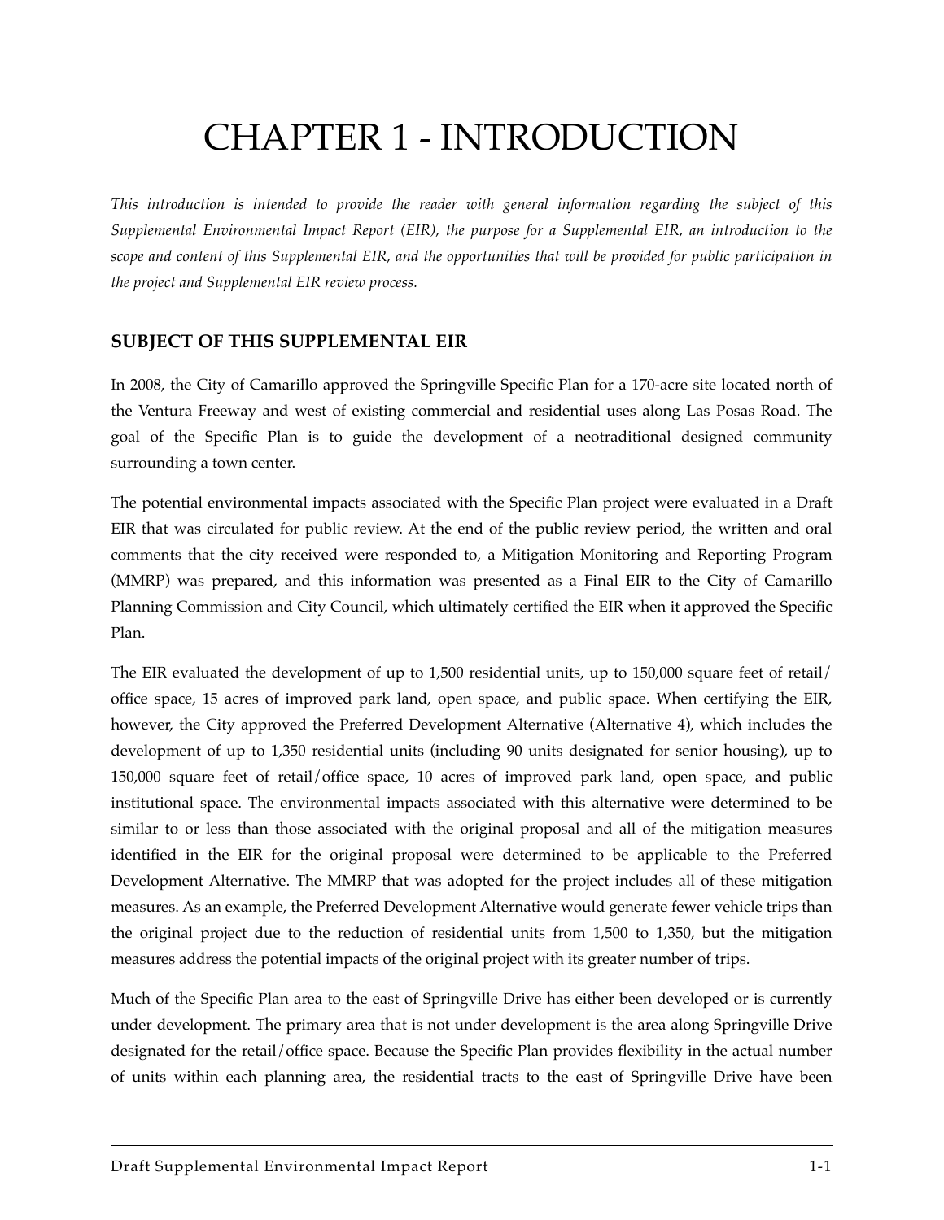# CHAPTER 1 - INTRODUCTION

*This introduction is intended to provide the reader with general information regarding the subject of this Supplemental Environmental Impact Report (EIR), the purpose for a Supplemental EIR, an introduction to the scope and content of this Supplemental EIR, and the opportunities that will be provided for public participation in the project and Supplemental EIR review process.*

## SUBJECT OF THIS SUPPLEMENTAL EIR

In 2008, the City of Camarillo approved the Springville Specific Plan for a 170-acre site located north of the Ventura Freeway and west of existing commercial and residential uses along Las Posas Road. The goal of the Specific Plan is to guide the development of a neotraditional designed community surrounding a town center.

The potential environmental impacts associated with the Specific Plan project were evaluated in a Draft EIR that was circulated for public review. At the end of the public review period, the written and oral comments that the city received were responded to, a Mitigation Monitoring and Reporting Program (MMRP) was prepared, and this information was presented as a Final EIR to the City of Camarillo Planning Commission and City Council, which ultimately certified the EIR when it approved the Specific Plan.

The EIR evaluated the development of up to 1,500 residential units, up to 150,000 square feet of retail/office space, 15 acres of improved park land, open space, and public space. When certifying the EIR, however, the City approved the Preferred Development Alternative (Alternative 4), which includes the development of up to 1,350 residential units (including 90 units designated for senior housing), up to 150,000 square feet of retail/office space, 10 acres of improved park land, open space, and public institutional space. The environmental impacts associated with this alternative were determined to be similar to or less than those associated with the original proposal and all of the mitigation measures identified in the EIR for the original proposal were determined to be applicable to the Preferred Development Alternative. The MMRP that was adopted for the project includes all of these mitigation measures. As an example, the Preferred Development Alternative would generate fewer vehicle trips than the original project due to the reduction of residential units from 1,500 to 1,350, but the mitigation measures address the potential impacts of the original project with its greater number of trips.

Much of the Specific Plan area to the east of Springville Drive has either been developed or is currently under development. The primary area that is not under development is the area along Springville Drive designated for the retail/office space. Because the Specific Plan provides flexibility in the actual number of units within each planning area, the residential tracts to the east of Springville Drive have been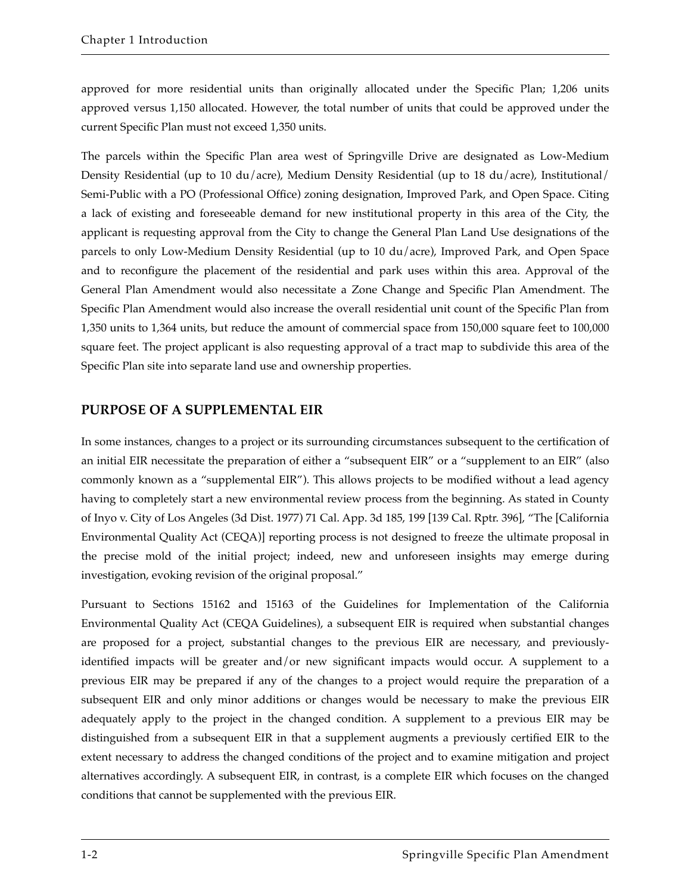approved for more residential units than originally allocated under the Specific Plan; 1,206 units approved versus 1,150 allocated. However, the total number of units that could be approved under the current Specific Plan must not exceed 1,350 units.

The parcels within the Specific Plan area west of Springville Drive are designated as Low-Medium Density Residential (up to 10 du/acre), Medium Density Residential (up to 18 du/acre), Institutional/ Semi-Public with a PO (Professional Office) zoning designation, Improved Park, and Open Space. Citing a lack of existing and foreseeable demand for new institutional property in this area of the City, the applicant is requesting approval from the City to change the General Plan Land Use designations of the parcels to only Low-Medium Density Residential (up to 10 du/acre), Improved Park, and Open Space and to reconfigure the placement of the residential and park uses within this area. Approval of the General Plan Amendment would also necessitate a Zone Change and Specific Plan Amendment. The Specific Plan Amendment would also increase the overall residential unit count of the Specific Plan from 1,350 units to 1,364 units, but reduce the amount of commercial space from 150,000 square feet to 100,000 square feet. The project applicant is also requesting approval of a tract map to subdivide this area of the Specific Plan site into separate land use and ownership properties.

## PURPOSE OF A SUPPLEMENTAL EIR

In some instances, changes to a project or its surrounding circumstances subsequent to the certification of an initial EIR necessitate the preparation of either a "subsequent EIR" or a "supplement to an EIR" (also commonly known as a "supplemental EIR"). This allows projects to be modified without a lead agency having to completely start a new environmental review process from the beginning. As stated in County of Inyo v. City of Los Angeles (3d Dist. 1977) 71 Cal. App. 3d 185, 199 [139 Cal. Rptr. 396], "The [California Environmental Quality Act (CEQA)] reporting process is not designed to freeze the ultimate proposal in the precise mold of the initial project; indeed, new and unforeseen insights may emerge during investigation, evoking revision of the original proposal."

Pursuant to Sections 15162 and 15163 of the Guidelines for Implementation of the California Environmental Quality Act (CEQA Guidelines), a subsequent EIR is required when substantial changes are proposed for a project, substantial changes to the previous EIR are necessary, and previously-identified impacts will be greater and/or new significant impacts would occur. A supplement to a previous EIR may be prepared if any of the changes to a project would require the preparation of a subsequent EIR and only minor additions or changes would be necessary to make the previous EIR adequately apply to the project in the changed condition. A supplement to a previous EIR may be distinguished from a subsequent EIR in that a supplement augments a previously certified EIR to the extent necessary to address the changed conditions of the project and to examine mitigation and project alternatives accordingly. A subsequent EIR, in contrast, is a complete EIR which focuses on the changed conditions that cannot be supplemented with the previous EIR.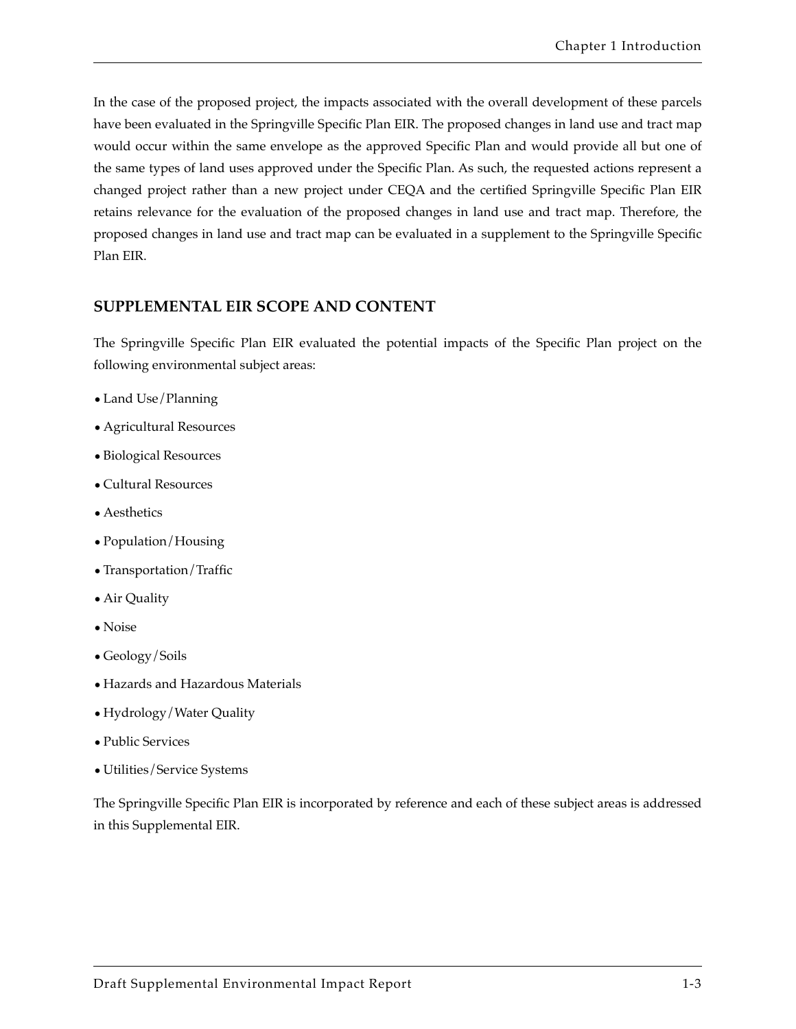In the case of the proposed project, the impacts associated with the overall development of these parcels have been evaluated in the Springville Specific Plan EIR. The proposed changes in land use and tract map would occur within the same envelope as the approved Specific Plan and would provide all but one of the same types of land uses approved under the Specific Plan. As such, the requested actions represent a changed project rather than a new project under CEQA and the certified Springville Specific Plan EIR retains relevance for the evaluation of the proposed changes in land use and tract map. Therefore, the proposed changes in land use and tract map can be evaluated in a supplement to the Springville Specific Plan EIR.

## SUPPLEMENTAL EIR SCOPE AND CONTENT

The Springville Specific Plan EIR evaluated the potential impacts of the Specific Plan project on the following environmental subject areas:

- Land Use/Planning
- Agricultural Resources
- Biological Resources
- Cultural Resources
- Aesthetics
- Population/Housing
- Transportation/Traffic
- Air Quality
- Noise
- Geology/Soils
- Hazards and Hazardous Materials
- Hydrology/Water Quality
- Public Services
- Utilities/Service Systems

The Springville Specific Plan EIR is incorporated by reference and each of these subject areas is addressed in this Supplemental EIR.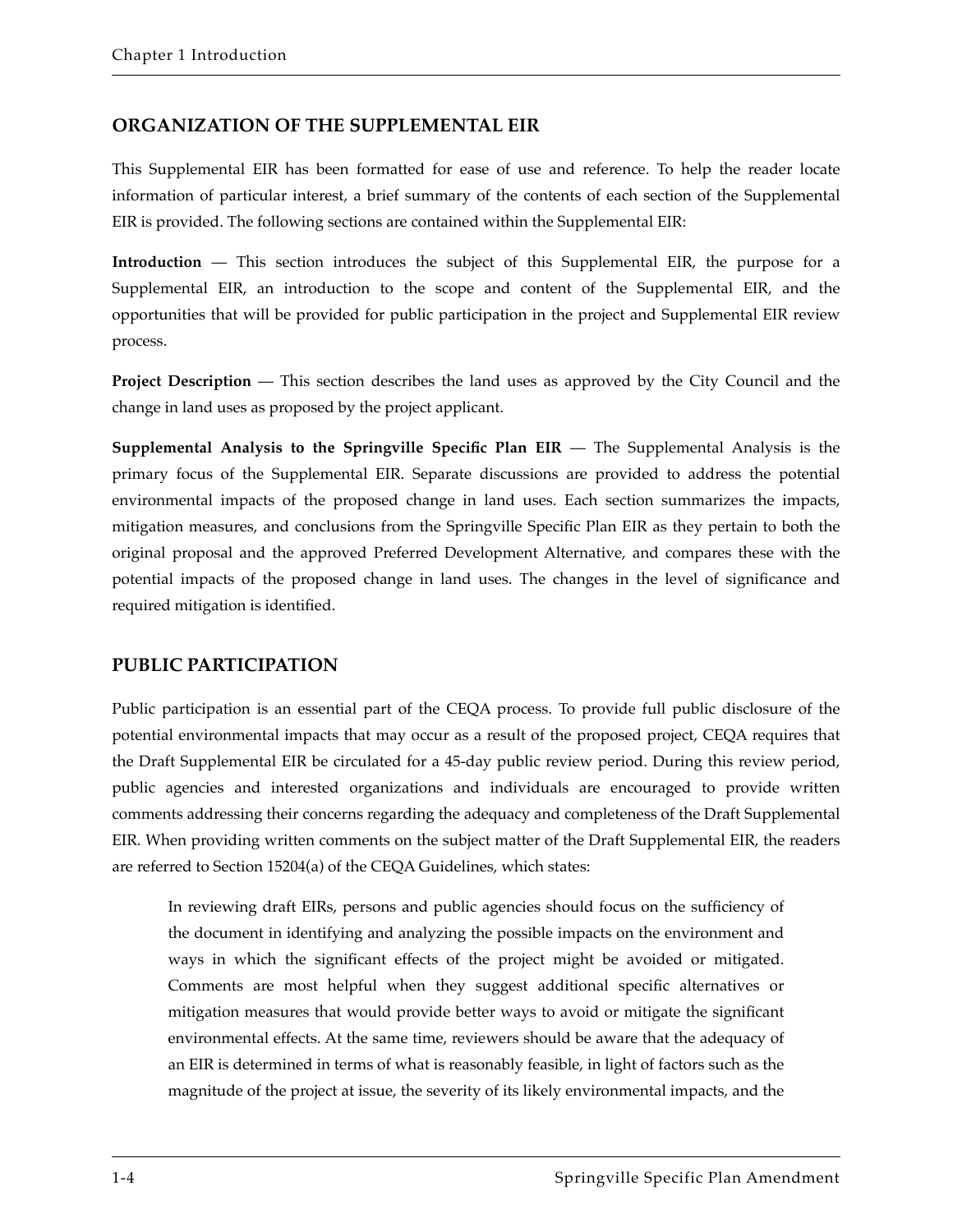## ORGANIZATION OF THE SUPPLEMENTAL EIR

This Supplemental EIR has been formatted for ease of use and reference. To help the reader locate information of particular interest, a brief summary of the contents of each section of the Supplemental EIR is provided. The following sections are contained within the Supplemental EIR:

**Introduction** — This section introduces the subject of this Supplemental EIR, the purpose for a Supplemental EIR, an introduction to the scope and content of the Supplemental EIR, and the opportunities that will be provided for public participation in the project and Supplemental EIR review process.

**Project Description** — This section describes the land uses as approved by the City Council and the change in land uses as proposed by the project applicant.

**Supplemental Analysis to the Springville Specific Plan EIR** — The Supplemental Analysis is the primary focus of the Supplemental EIR. Separate discussions are provided to address the potential environmental impacts of the proposed change in land uses. Each section summarizes the impacts, mitigation measures, and conclusions from the Springville Specific Plan EIR as they pertain to both the original proposal and the approved Preferred Development Alternative, and compares these with the potential impacts of the proposed change in land uses. The changes in the level of significance and required mitigation is identified.

## PUBLIC PARTICIPATION

Public participation is an essential part of the CEQA process. To provide full public disclosure of the potential environmental impacts that may occur as a result of the proposed project, CEQA requires that the Draft Supplemental EIR be circulated for a 45-day public review period. During this review period, public agencies and interested organizations and individuals are encouraged to provide written comments addressing their concerns regarding the adequacy and completeness of the Draft Supplemental EIR. When providing written comments on the subject matter of the Draft Supplemental EIR, the readers are referred to Section 15204(a) of the CEQA Guidelines, which states:

> In reviewing draft EIRs, persons and public agencies should focus on the sufficiency of the document in identifying and analyzing the possible impacts on the environment and ways in which the significant effects of the project might be avoided or mitigated. Comments are most helpful when they suggest additional specific alternatives or mitigation measures that would provide better ways to avoid or mitigate the significant environmental effects. At the same time, reviewers should be aware that the adequacy of an EIR is determined in terms of what is reasonably feasible, in light of factors such as the magnitude of the project at issue, the severity of its likely environmental impacts, and the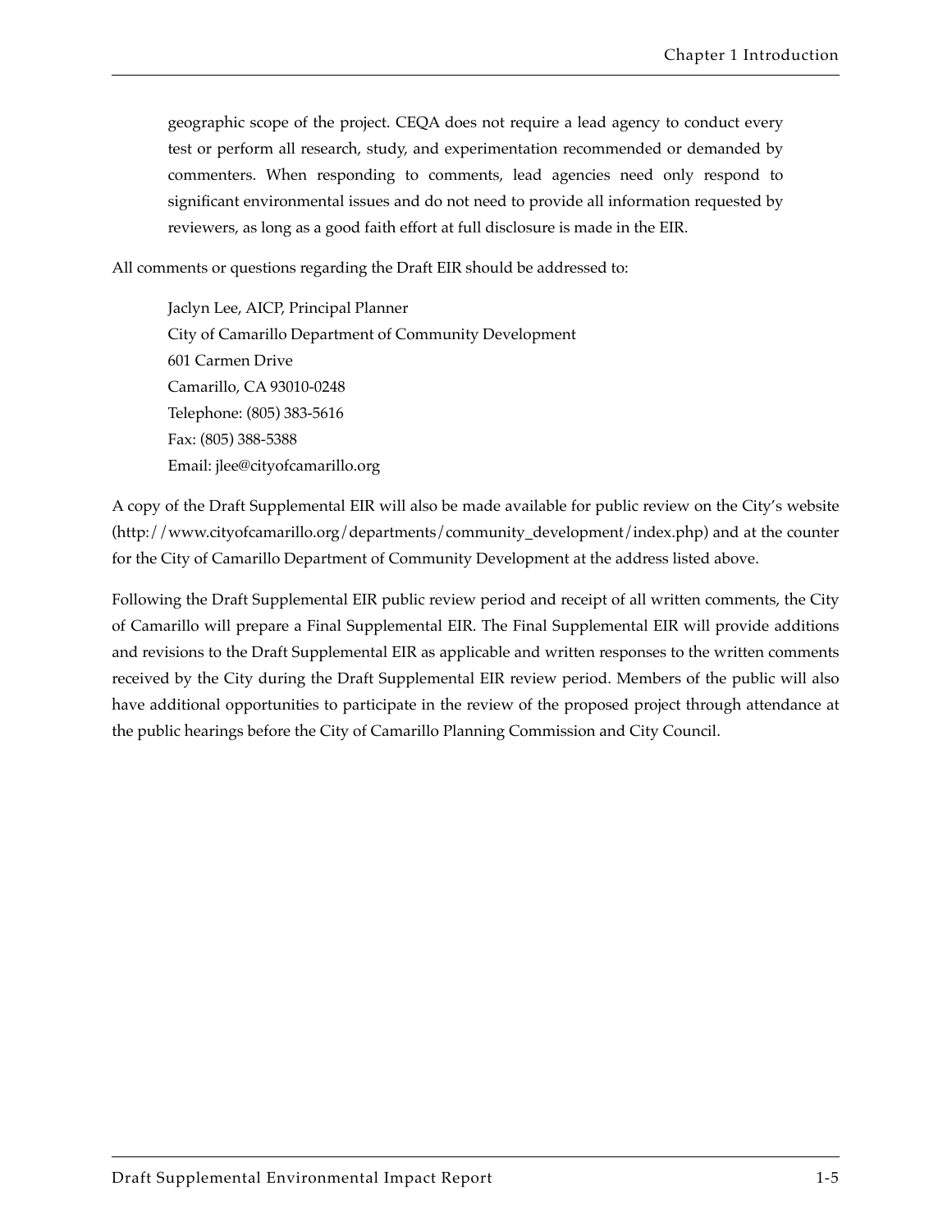> geographic scope of the project. CEQA does not require a lead agency to conduct every test or perform all research, study, and experimentation recommended or demanded by commenters. When responding to comments, lead agencies need only respond to significant environmental issues and do not need to provide all information requested by reviewers, as long as a good faith effort at full disclosure is made in the EIR.

All comments or questions regarding the Draft EIR should be addressed to:

> Jaclyn Lee, AICP, Principal Planner
> City of Camarillo Department of Community Development
> 601 Carmen Drive
> Camarillo, CA 93010-0248
> Telephone: (805) 383-5616
> Fax: (805) 388-5388
> Email: jlee@cityofcamarillo.org

A copy of the Draft Supplemental EIR will also be made available for public review on the City's website (http://www.cityofcamarillo.org/departments/community_development/index.php) and at the counter for the City of Camarillo Department of Community Development at the address listed above.

Following the Draft Supplemental EIR public review period and receipt of all written comments, the City of Camarillo will prepare a Final Supplemental EIR. The Final Supplemental EIR will provide additions and revisions to the Draft Supplemental EIR as applicable and written responses to the written comments received by the City during the Draft Supplemental EIR review period. Members of the public will also have additional opportunities to participate in the review of the proposed project through attendance at the public hearings before the City of Camarillo Planning Commission and City Council.